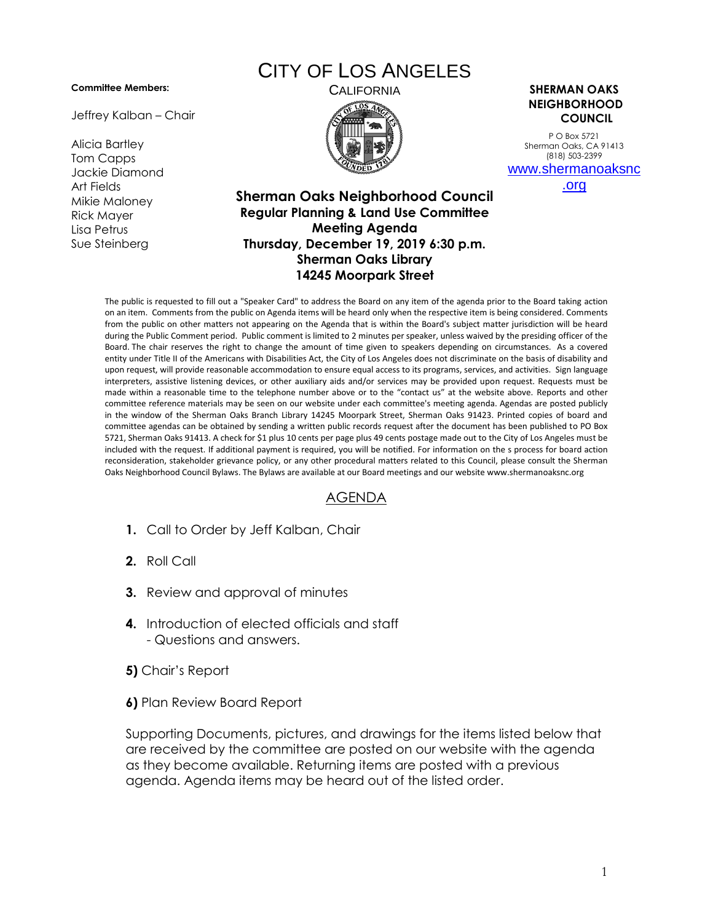# CITY OF LOS ANGELES

CALIFORNIA

**Committee Members:**

Jeffrey Kalban – Chair

Alicia Bartley
Tom Capps
Jackie Diamond
Art Fields
Mikie Maloney
Rick Mayer
Lisa Petrus
Sue Steinberg

**SHERMAN OAKS NEIGHBORHOOD COUNCIL**

P O Box 5721
Sherman Oaks, CA 91413
(818) 503-2399
www.shermanoaksnc.org

**Sherman Oaks Neighborhood Council**
**Regular Planning & Land Use Committee**
**Meeting Agenda**
**Thursday, December 19, 2019 6:30 p.m.**
**Sherman Oaks Library**
**14245 Moorpark Street**

The public is requested to fill out a "Speaker Card" to address the Board on any item of the agenda prior to the Board taking action on an item. Comments from the public on Agenda items will be heard only when the respective item is being considered. Comments from the public on other matters not appearing on the Agenda that is within the Board's subject matter jurisdiction will be heard during the Public Comment period. Public comment is limited to 2 minutes per speaker, unless waived by the presiding officer of the Board. The chair reserves the right to change the amount of time given to speakers depending on circumstances. As a covered entity under Title II of the Americans with Disabilities Act, the City of Los Angeles does not discriminate on the basis of disability and upon request, will provide reasonable accommodation to ensure equal access to its programs, services, and activities. Sign language interpreters, assistive listening devices, or other auxiliary aids and/or services may be provided upon request. Requests must be made within a reasonable time to the telephone number above or to the "contact us" at the website above. Reports and other committee reference materials may be seen on our website under each committee's meeting agenda. Agendas are posted publicly in the window of the Sherman Oaks Branch Library 14245 Moorpark Street, Sherman Oaks 91423. Printed copies of board and committee agendas can be obtained by sending a written public records request after the document has been published to PO Box 5721, Sherman Oaks 91413. A check for $1 plus 10 cents per page plus 49 cents postage made out to the City of Los Angeles must be included with the request. If additional payment is required, you will be notified. For information on the s process for board action reconsideration, stakeholder grievance policy, or any other procedural matters related to this Council, please consult the Sherman Oaks Neighborhood Council Bylaws. The Bylaws are available at our Board meetings and our website www.shermanoaksnc.org

## AGENDA

**1.** Call to Order by Jeff Kalban, Chair

**2.** Roll Call

**3.** Review and approval of minutes

**4.** Introduction of elected officials and staff
- Questions and answers.

**5)** Chair's Report

**6)** Plan Review Board Report

Supporting Documents, pictures, and drawings for the items listed below that are received by the committee are posted on our website with the agenda as they become available. Returning items are posted with a previous agenda. Agenda items may be heard out of the listed order.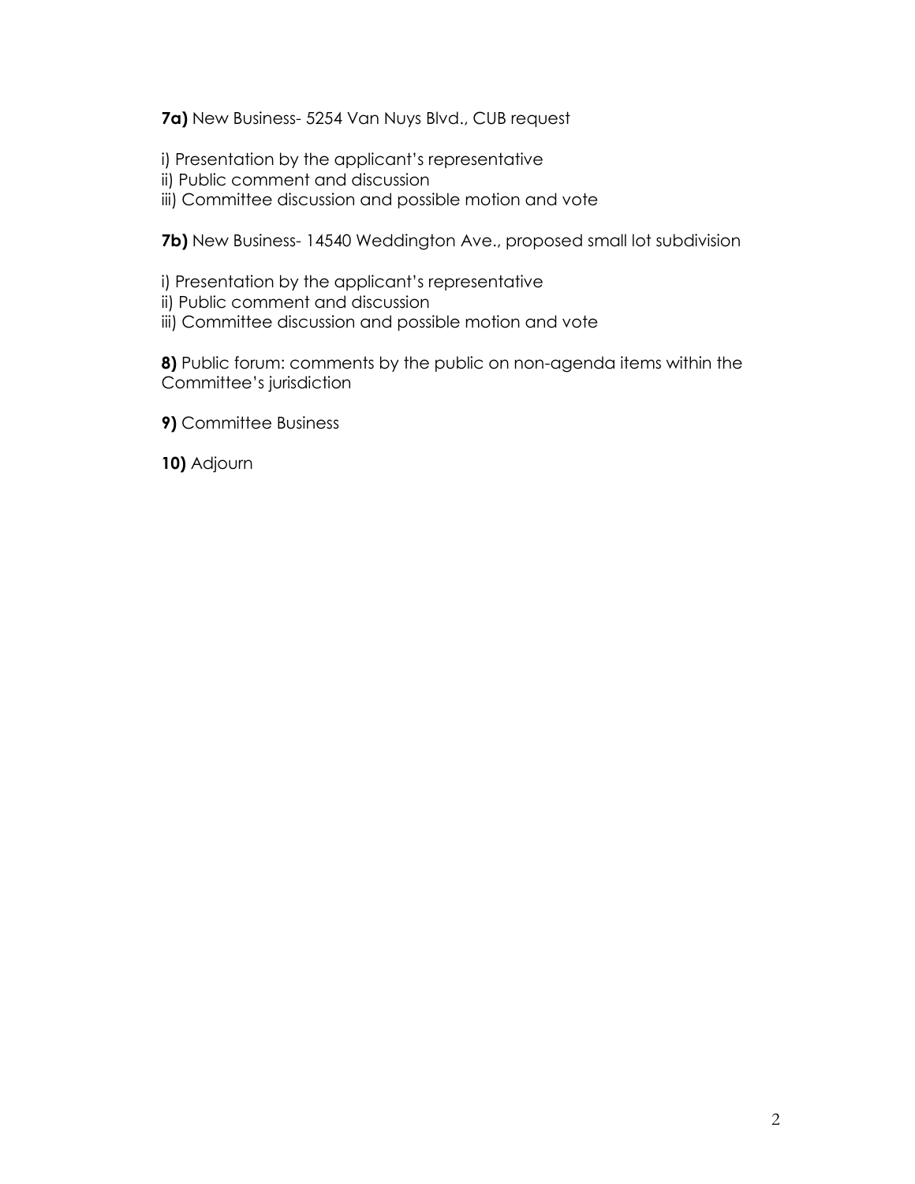**7a)** New Business- 5254 Van Nuys Blvd., CUB request

i) Presentation by the applicant's representative
ii) Public comment and discussion
iii) Committee discussion and possible motion and vote

**7b)** New Business- 14540 Weddington Ave., proposed small lot subdivision

i) Presentation by the applicant's representative
ii) Public comment and discussion
iii) Committee discussion and possible motion and vote

**8)** Public forum: comments by the public on non-agenda items within the Committee's jurisdiction

**9)** Committee Business

**10)** Adjourn